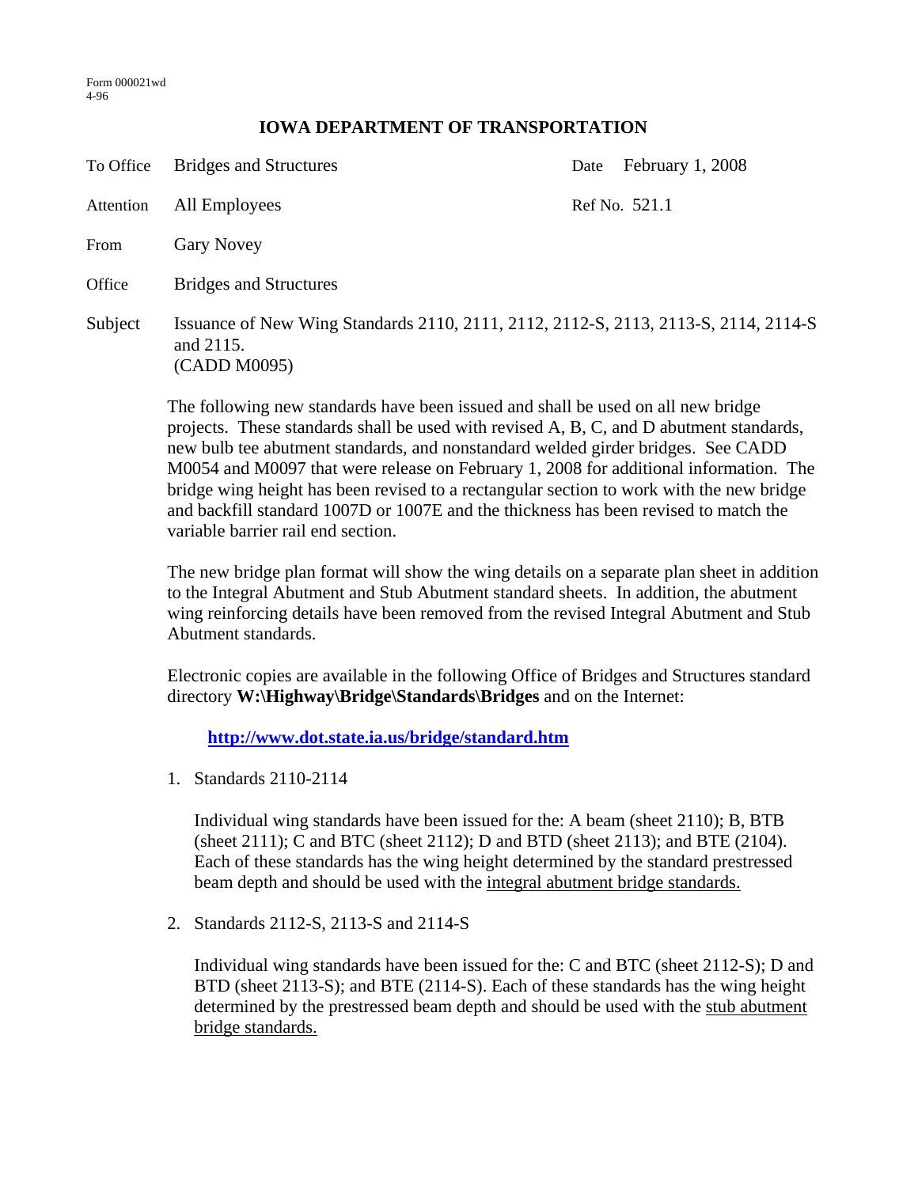Form 000021wd
4-96

# IOWA DEPARTMENT OF TRANSPORTATION

| | | | |
|---|---|---|---|
| To Office | Bridges and Structures | Date | February 1, 2008 |
| Attention | All Employees | Ref No. | 521.1 |
| From | Gary Novey | | |
| Office | Bridges and Structures | | |
| Subject | Issuance of New Wing Standards 2110, 2111, 2112, 2112-S, 2113, 2113-S, 2114, 2114-S and 2115. (CADD M0095) | | |

The following new standards have been issued and shall be used on all new bridge projects. These standards shall be used with revised A, B, C, and D abutment standards, new bulb tee abutment standards, and nonstandard welded girder bridges. See CADD M0054 and M0097 that were release on February 1, 2008 for additional information. The bridge wing height has been revised to a rectangular section to work with the new bridge and backfill standard 1007D or 1007E and the thickness has been revised to match the variable barrier rail end section.

The new bridge plan format will show the wing details on a separate plan sheet in addition to the Integral Abutment and Stub Abutment standard sheets. In addition, the abutment wing reinforcing details have been removed from the revised Integral Abutment and Stub Abutment standards.

Electronic copies are available in the following Office of Bridges and Structures standard directory **W:\Highway\Bridge\Standards\Bridges** and on the Internet:

**http://www.dot.state.ia.us/bridge/standard.htm**

1. Standards 2110-2114

   Individual wing standards have been issued for the: A beam (sheet 2110); B, BTB (sheet 2111); C and BTC (sheet 2112); D and BTD (sheet 2113); and BTE (2104). Each of these standards has the wing height determined by the standard prestressed beam depth and should be used with the <u>integral abutment bridge standards.</u>

2. Standards 2112-S, 2113-S and 2114-S

   Individual wing standards have been issued for the: C and BTC (sheet 2112-S); D and BTD (sheet 2113-S); and BTE (2114-S). Each of these standards has the wing height determined by the prestressed beam depth and should be used with the <u>stub abutment bridge standards.</u>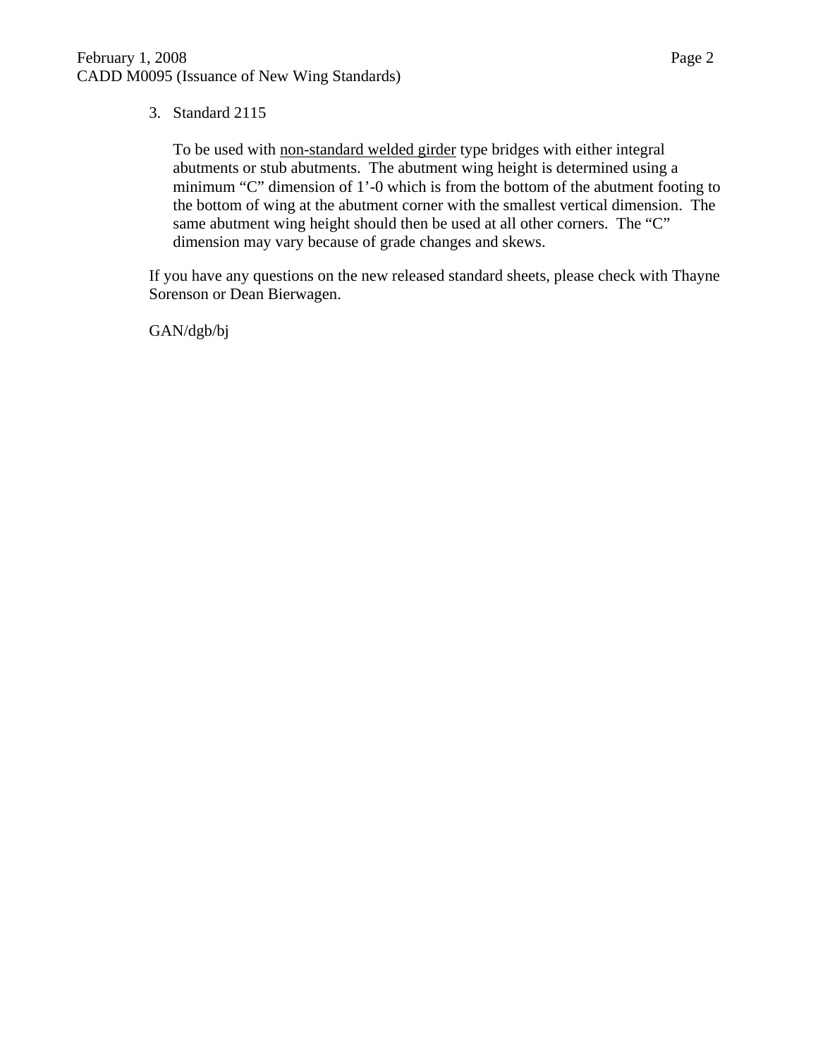3. Standard 2115

   To be used with <u>non-standard welded girder</u> type bridges with either integral abutments or stub abutments. The abutment wing height is determined using a minimum "C" dimension of 1'-0 which is from the bottom of the abutment footing to the bottom of wing at the abutment corner with the smallest vertical dimension. The same abutment wing height should then be used at all other corners. The "C" dimension may vary because of grade changes and skews.

If you have any questions on the new released standard sheets, please check with Thayne Sorenson or Dean Bierwagen.

GAN/dgb/bj